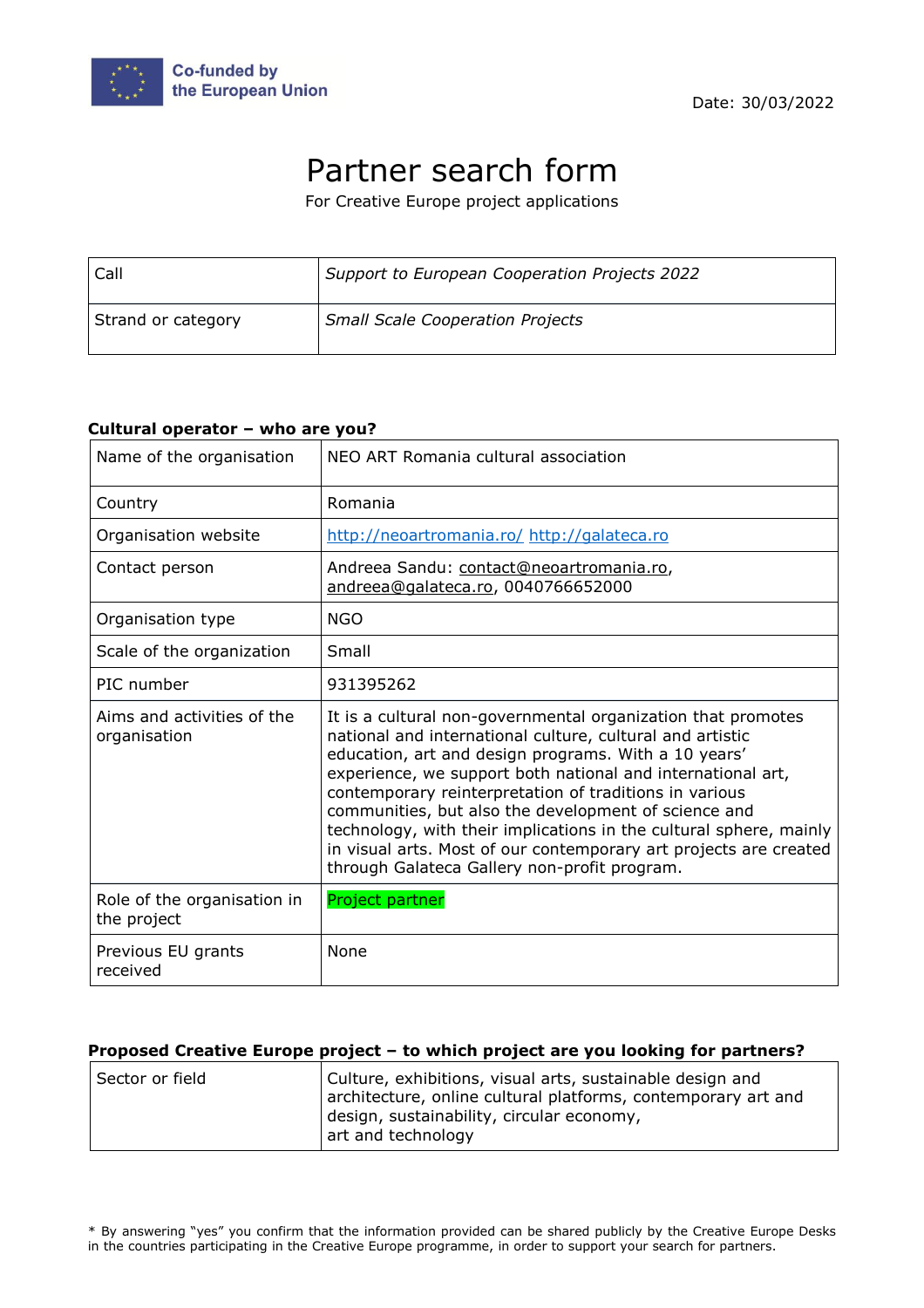Co-funded by the European Union

Date: 30/03/2022

# Partner search form

For Creative Europe project applications

| Call | *Support to European Cooperation Projects 2022* |
|---|---|
| Strand or category | *Small Scale Cooperation Projects* |

**Cultural operator – who are you?**

| Name of the organisation | NEO ART Romania cultural association |
|---|---|
| Country | Romania |
| Organisation website | http://neoartromania.ro/ http://galateca.ro |
| Contact person | Andreea Sandu: contact@neoartromania.ro, andreea@galateca.ro, 0040766652000 |
| Organisation type | NGO |
| Scale of the organization | Small |
| PIC number | 931395262 |
| Aims and activities of the organisation | It is a cultural non-governmental organization that promotes national and international culture, cultural and artistic education, art and design programs. With a 10 years' experience, we support both national and international art, contemporary reinterpretation of traditions in various communities, but also the development of science and technology, with their implications in the cultural sphere, mainly in visual arts. Most of our contemporary art projects are created through Galateca Gallery non-profit program. |
| Role of the organisation in the project | Project partner |
| Previous EU grants received | None |

**Proposed Creative Europe project – to which project are you looking for partners?**

| Sector or field | Culture, exhibitions, visual arts, sustainable design and architecture, online cultural platforms, contemporary art and design, sustainability, circular economy, art and technology |
|---|---|

\* By answering "yes" you confirm that the information provided can be shared publicly by the Creative Europe Desks in the countries participating in the Creative Europe programme, in order to support your search for partners.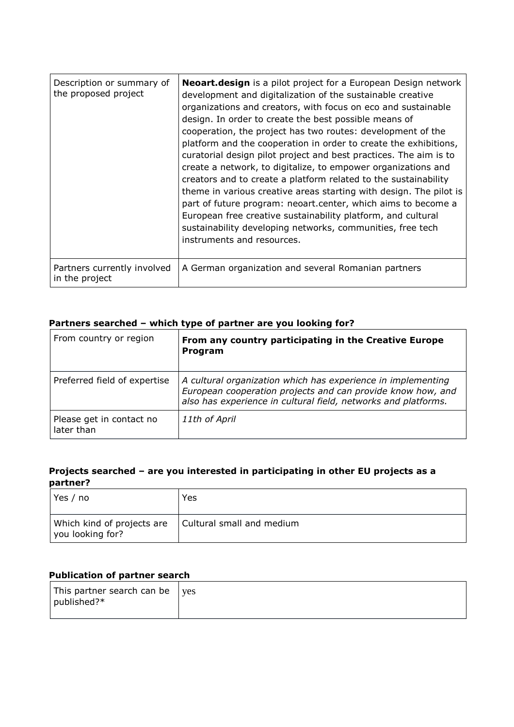| | |
|---|---|
| Description or summary of the proposed project | **Neoart.design** is a pilot project for a European Design network development and digitalization of the sustainable creative organizations and creators, with focus on eco and sustainable design. In order to create the best possible means of cooperation, the project has two routes: development of the platform and the cooperation in order to create the exhibitions, curatorial design pilot project and best practices. The aim is to create a network, to digitalize, to empower organizations and creators and to create a platform related to the sustainability theme in various creative areas starting with design. The pilot is part of future program: neoart.center, which aims to become a European free creative sustainability platform, and cultural sustainability developing networks, communities, free tech instruments and resources. |
| Partners currently involved in the project | A German organization and several Romanian partners |

**Partners searched – which type of partner are you looking for?**

| | |
|---|---|
| From country or region | **From any country participating in the Creative Europe Program** |
| Preferred field of expertise | *A cultural organization which has experience in implementing European cooperation projects and can provide know how, and also has experience in cultural field, networks and platforms.* |
| Please get in contact no later than | *11th of April* |

**Projects searched – are you interested in participating in other EU projects as a partner?**

| | |
|---|---|
| Yes / no | Yes |
| Which kind of projects are you looking for? | Cultural small and medium |

**Publication of partner search**

| | |
|---|---|
| This partner search can be published?* | yes |